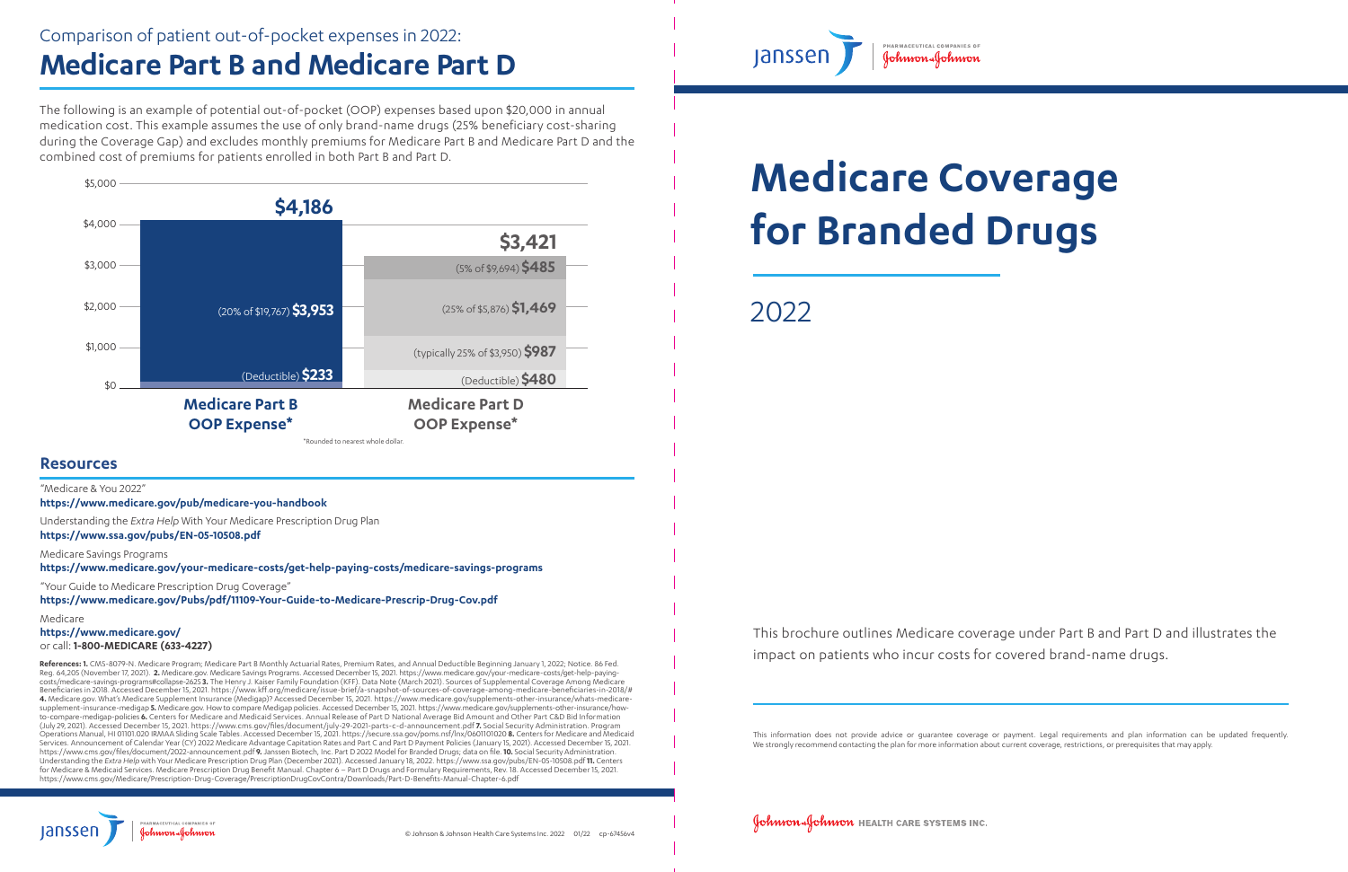## Comparison of patient out-of-pocket expenses in 2022:

# Medicare Part B and Medicare Part D

The following is an example of potential out-of-pocket (OOP) expenses based upon $20,000 in annual medication cost. This example assumes the use of only brand-name drugs (25% beneficiary cost-sharing during the Coverage Gap) and excludes monthly premiums for Medicare Part B and Medicare Part D and the combined cost of premiums for patients enrolled in both Part B and Part D.

| | Medicare Part B OOP Expense* | Medicare Part D OOP Expense* |
|---|---|---|
| Total | **$4,186** | **$3,421** |
| | (Deductible) **$233** | (Deductible) **$480** |
| | (20% of $19,767) **$3,953** | (typically 25% of $3,950) **$987** |
| | | (25% of $5,876) **$1,469** |
| | | (5% of $9,694) **$485** |

*Rounded to nearest whole dollar.

## Resources

"Medicare & You 2022"
**https://www.medicare.gov/pub/medicare-you-handbook**

Understanding the *Extra Help* With Your Medicare Prescription Drug Plan
**https://www.ssa.gov/pubs/EN-05-10508.pdf**

Medicare Savings Programs
**https://www.medicare.gov/your-medicare-costs/get-help-paying-costs/medicare-savings-programs**

"Your Guide to Medicare Prescription Drug Coverage"
**https://www.medicare.gov/Pubs/pdf/11109-Your-Guide-to-Medicare-Prescrip-Drug-Cov.pdf**

Medicare
**https://www.medicare.gov/**
or call: **1-800-MEDICARE (633-4227)**

**References: 1.** CMS-8079-N. Medicare Program; Medicare Part B Monthly Actuarial Rates, Premium Rates, and Annual Deductible Beginning January 1, 2022; Notice. 86 Fed. Reg. 64,205 (November 17, 2021). **2.** Medicare.gov. Medicare Savings Programs. Accessed December 15, 2021. https://www.medicare.gov/your-medicare-costs/get-help-paying-costs/medicare-savings-programs#collapse-2625 **3.** The Henry J. Kaiser Family Foundation (KFF). Data Note (March 2021). Sources of Supplemental Coverage Among Medicare Beneficiaries in 2018. Accessed December 15, 2021. https://www.kff.org/medicare/issue-brief/a-snapshot-of-sources-of-coverage-among-medicare-beneficiaries-in-2018/# **4.** Medicare.gov. What's Medicare Supplement Insurance (Medigap)? Accessed December 15, 2021. https://www.medicare.gov/supplements-other-insurance/whats-medicare-supplement-insurance-medigap **5.** Medicare.gov. How to compare Medigap policies. Accessed December 15, 2021. https://www.medicare.gov/supplements-other-insurance/how-to-compare-medigap-policies **6.** Centers for Medicare and Medicaid Services. Annual Release of Part D National Average Bid Amount and Other Part C&D Bid Information (July 29, 2021). Accessed December 15, 2021. https://www.cms.gov/files/document/july-29-2021-parts-c-d-announcement.pdf **7.** Social Security Administration. Program Operations Manual, HI 01101.020 IRMAA Sliding Scale Tables. Accessed December 15, 2021. https://secure.ssa.gov/poms.nsf/lnx/0601101020 **8.** Centers for Medicare and Medicaid Services. Announcement of Calendar Year (CY) 2022 Medicare Advantage Capitation Rates and Part C and Part D Payment Policies (January 15, 2021). Accessed December 15, 2021. https://www.cms.gov/files/document/2022-announcement.pdf **9.** Janssen Biotech, Inc. Part D 2022 Model for Branded Drugs; data on file. **10.** Social Security Administration. Understanding the *Extra Help* with Your Medicare Prescription Drug Plan (December 2021). Accessed January 18, 2022. https://www.ssa.gov/pubs/EN-05-10508.pdf **11.** Centers for Medicare & Medicaid Services. Medicare Prescription Drug Benefit Manual. Chapter 6 – Part D Drugs and Formulary Requirements, Rev. 18. Accessed December 15, 2021. https://www.cms.gov/Medicare/Prescription-Drug-Coverage/PrescriptionDrugCovContra/Downloads/Part-D-Benefits-Manual-Chapter-6.pdf

Janssen | PHARMACEUTICAL COMPANIES OF Johnson & Johnson

© Johnson & Johnson Health Care Systems Inc. 2022 01/22 cp-67456v4

Janssen | PHARMACEUTICAL COMPANIES OF Johnson & Johnson

# Medicare Coverage for Branded Drugs

2022

This brochure outlines Medicare coverage under Part B and Part D and illustrates the impact on patients who incur costs for covered brand-name drugs.

This information does not provide advice or guarantee coverage or payment. Legal requirements and plan information can be updated frequently. We strongly recommend contacting the plan for more information about current coverage, restrictions, or prerequisites that may apply.

Johnson & Johnson HEALTH CARE SYSTEMS INC.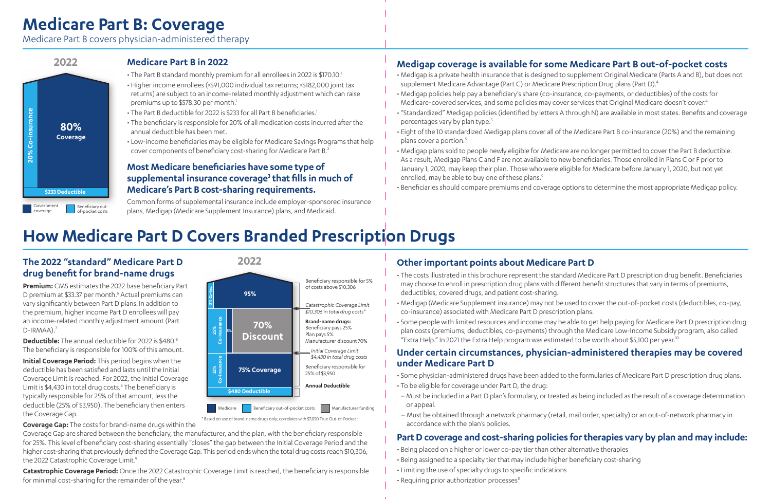# Medicare Part B: Coverage

Medicare Part B covers physician-administered therapy

2022

20% Co-insurance

80%
Coverage

$233 Deductible

Government coverage

Beneficiary out-of-pocket costs

## Medicare Part B in 2022

- The Part B standard monthly premium for all enrollees in 2022 is $170.10.[1]
- Higher income enrollees (>$91,000 individual tax returns; >$182,000 joint tax returns) are subject to an income-related monthly adjustment which can raise premiums up to $578.30 per month.[1]
- The Part B deductible for 2022 is $233 for all Part B beneficiaries.[1]
- The beneficiary is responsible for 20% of all medication costs incurred after the annual deductible has been met.
- Low-income beneficiaries may be eligible for Medicare Savings Programs that help cover components of beneficiary cost-sharing for Medicare Part B.[2]

## Most Medicare beneficiaries have some type of supplemental insurance coverage[3] that fills in much of Medicare's Part B cost-sharing requirements.

Common forms of supplemental insurance include employer-sponsored insurance plans, Medigap (Medicare Supplement Insurance) plans, and Medicaid.

## Medigap coverage is available for some Medicare Part B out-of-pocket costs

- Medigap is a private health insurance that is designed to supplement Original Medicare (Parts A and B), but does not supplement Medicare Advantage (Part C) or Medicare Prescription Drug plans (Part D).[4]
- Medigap policies help pay a beneficiary's share (co-insurance, co-payments, or deductibles) of the costs for Medicare-covered services, and some policies may cover services that Original Medicare doesn't cover.[4]
- "Standardized" Medigap policies (identified by letters A through N) are available in most states. Benefits and coverage percentages vary by plan type.[5]
- Eight of the 10 standardized Medigap plans cover all of the Medicare Part B co-insurance (20%) and the remaining plans cover a portion.[5]
- Medigap plans sold to people newly eligible for Medicare are no longer permitted to cover the Part B deductible. As a result, Medigap Plans C and F are not available to new beneficiaries. Those enrolled in Plans C or F prior to January 1, 2020, may keep their plan. Those who were eligible for Medicare before January 1, 2020, but not yet enrolled, may be able to buy one of these plans.[5]
- Beneficiaries should compare premiums and coverage options to determine the most appropriate Medigap policy.

# How Medicare Part D Covers Branded Prescription Drugs

## The 2022 "standard" Medicare Part D drug benefit for brand-name drugs

**Premium:** CMS estimates the 2022 base beneficiary Part D premium at $33.37 per month.[6] Actual premiums can vary significantly between Part D plans. In addition to the premium, higher income Part D enrollees will pay an income-related monthly adjustment amount (Part D-IRMAA).[7]

**Deductible:** The annual deductible for 2022 is $480.[8] The beneficiary is responsible for 100% of this amount.

**Initial Coverage Period:** This period begins when the deductible has been satisfied and lasts until the Initial Coverage Limit is reached. For 2022, the Initial Coverage Limit is $4,430 in total drug costs.[8] The beneficiary is typically responsible for 25% of that amount, less the deductible (25% of $3,950). The beneficiary then enters the Coverage Gap.

**Coverage Gap:** The costs for brand-name drugs within the Coverage Gap are shared between the beneficiary, the manufacturer, and the plan, with the beneficiary responsible for 25%. This level of beneficiary cost-sharing essentially "closes" the gap between the Initial Coverage Period and the higher cost-sharing that previously defined the Coverage Gap. This period ends when the total drug costs reach $10,306, the 2022 Catastrophic Coverage Limit.[9]

**Catastrophic Coverage Period:** Once the 2022 Catastrophic Coverage Limit is reached, the beneficiary is responsible for minimal cost-sharing for the remainder of the year.[8]

2022

5% Co-ins

95%

Beneficiary responsible for 5% of costs above $10,306

*Catastrophic Coverage Limit $10,306 in total drug costs**

25% Co-insurance

5%

70% Discount

**Brand-name drugs:**
Beneficiary pays 25%
Plan pays 5%
Manufacturer discount 70%

*Initial Coverage Limit $4,430 in total drug costs*

25% Co-insurance

75% Coverage

Beneficiary responsible for 25% of $3,950

$480 Deductible

**Annual Deductible**

Medicare

Beneficiary out-of-pocket costs

Manufacturer funding

* Based on use of brand-name drugs only; correlates with $7,050 True Out-of-Pocket.[9]

## Other important points about Medicare Part D

- The costs illustrated in this brochure represent the standard Medicare Part D prescription drug benefit. Beneficiaries may choose to enroll in prescription drug plans with different benefit structures that vary in terms of premiums, deductibles, covered drugs, and patient cost-sharing.
- Medigap (Medicare Supplement insurance) may not be used to cover the out-of-pocket costs (deductibles, co-pay, co-insurance) associated with Medicare Part D prescription plans.
- Some people with limited resources and income may be able to get help paying for Medicare Part D prescription drug plan costs (premiums, deductibles, co-payments) through the Medicare Low-Income Subsidy program, also called "Extra Help." In 2021 the Extra Help program was estimated to be worth about $5,100 per year.[10]

## Under certain circumstances, physician-administered therapies may be covered under Medicare Part D

- Some physician-administered drugs have been added to the formularies of Medicare Part D prescription drug plans.
- To be eligible for coverage under Part D, the drug:
  - Must be included in a Part D plan's formulary, or treated as being included as the result of a coverage determination or appeal.
  - Must be obtained through a network pharmacy (retail, mail order, specialty) or an out-of-network pharmacy in accordance with the plan's policies.

## Part D coverage and cost-sharing policies for therapies vary by plan and may include:

- Being placed on a higher or lower co-pay tier than other alternative therapies
- Being assigned to a specialty tier that may include higher beneficiary cost-sharing
- Limiting the use of specialty drugs to specific indications
- Requiring prior authorization processes[11]